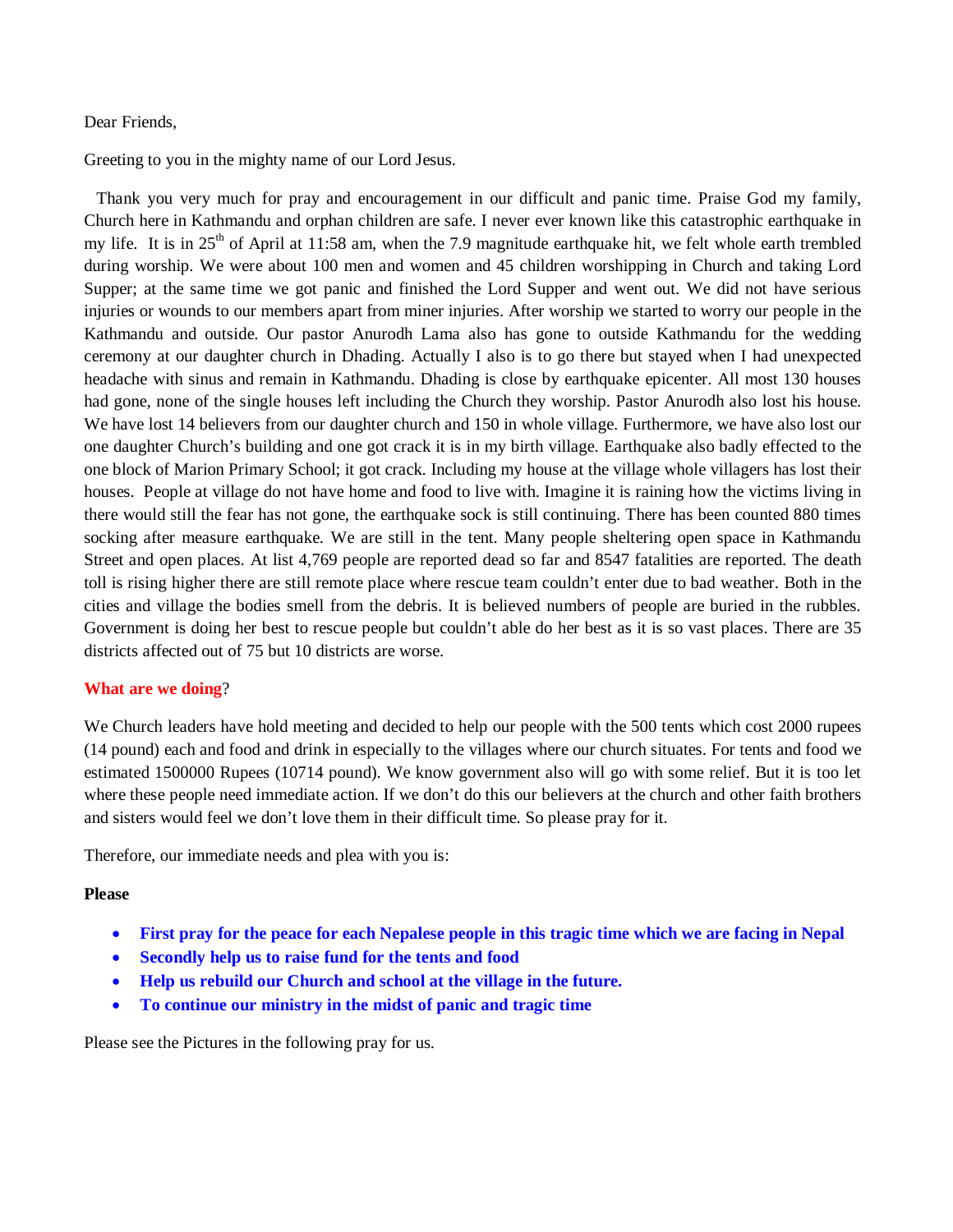Dear Friends,

Greeting to you in the mighty name of our Lord Jesus.

Thank you very much for pray and encouragement in our difficult and panic time. Praise God my family, Church here in Kathmandu and orphan children are safe. I never ever known like this catastrophic earthquake in my life. It is in 25th of April at 11:58 am, when the 7.9 magnitude earthquake hit, we felt whole earth trembled during worship. We were about 100 men and women and 45 children worshipping in Church and taking Lord Supper; at the same time we got panic and finished the Lord Supper and went out. We did not have serious injuries or wounds to our members apart from miner injuries. After worship we started to worry our people in the Kathmandu and outside. Our pastor Anurodh Lama also has gone to outside Kathmandu for the wedding ceremony at our daughter church in Dhading. Actually I also is to go there but stayed when I had unexpected headache with sinus and remain in Kathmandu. Dhading is close by earthquake epicenter. All most 130 houses had gone, none of the single houses left including the Church they worship. Pastor Anurodh also lost his house. We have lost 14 believers from our daughter church and 150 in whole village. Furthermore, we have also lost our one daughter Church's building and one got crack it is in my birth village. Earthquake also badly effected to the one block of Marion Primary School; it got crack. Including my house at the village whole villagers has lost their houses. People at village do not have home and food to live with. Imagine it is raining how the victims living in there would still the fear has not gone, the earthquake sock is still continuing. There has been counted 880 times socking after measure earthquake. We are still in the tent. Many people sheltering open space in Kathmandu Street and open places. At list 4,769 people are reported dead so far and 8547 fatalities are reported. The death toll is rising higher there are still remote place where rescue team couldn't enter due to bad weather. Both in the cities and village the bodies smell from the debris. It is believed numbers of people are buried in the rubbles. Government is doing her best to rescue people but couldn't able do her best as it is so vast places. There are 35 districts affected out of 75 but 10 districts are worse.

**What are we doing**?

We Church leaders have hold meeting and decided to help our people with the 500 tents which cost 2000 rupees (14 pound) each and food and drink in especially to the villages where our church situates. For tents and food we estimated 1500000 Rupees (10714 pound). We know government also will go with some relief. But it is too let where these people need immediate action. If we don't do this our believers at the church and other faith brothers and sisters would feel we don't love them in their difficult time. So please pray for it.

Therefore, our immediate needs and plea with you is:

**Please**

- **First pray for the peace for each Nepalese people in this tragic time which we are facing in Nepal**
- **Secondly help us to raise fund for the tents and food**
- **Help us rebuild our Church and school at the village in the future.**
- **To continue our ministry in the midst of panic and tragic time**

Please see the Pictures in the following pray for us.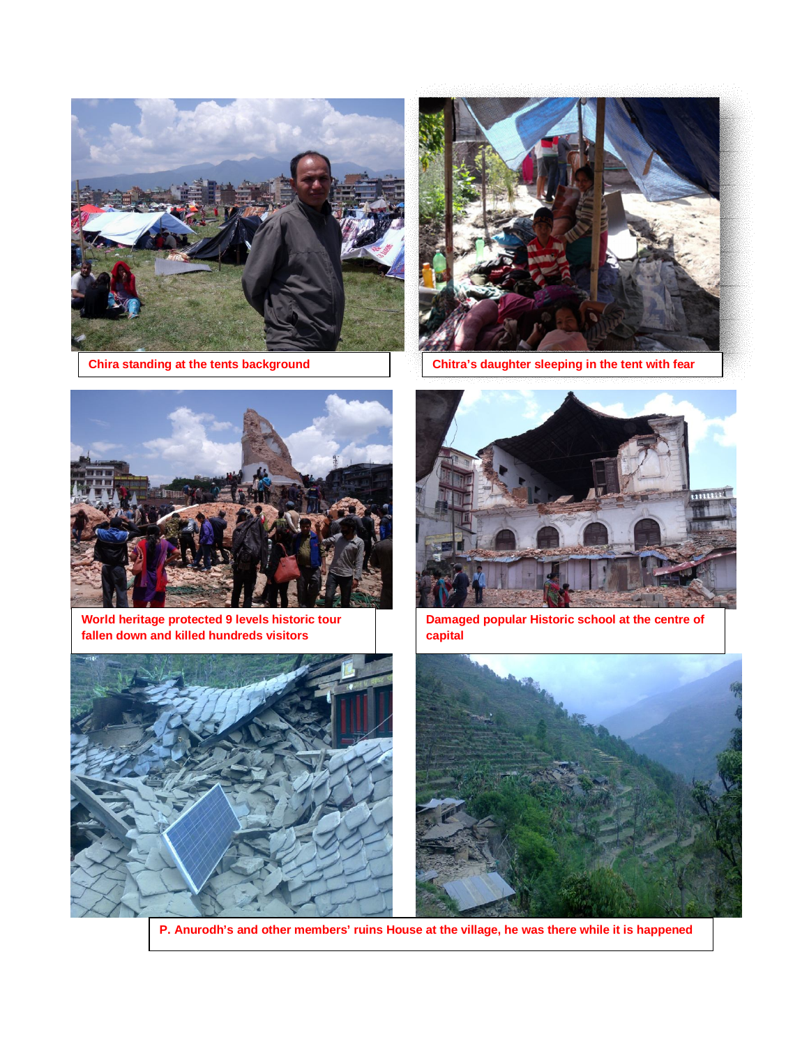Chira standing at the tents background

Chitra's daughter sleeping in the tent with fear

World heritage protected 9 levels historic tour fallen down and killed hundreds visitors

Damaged popular Historic school at the centre of capital

P. Anurodh's and other members' ruins House at the village, he was there while it is happened